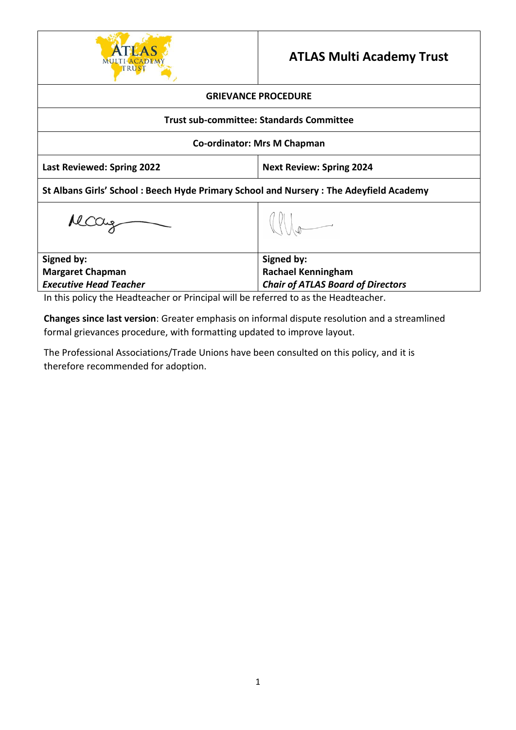| ATLAS MULTI-ACADEMY TRUST | **ATLAS Multi Academy Trust** |
|---|---|
| **GRIEVANCE PROCEDURE** | |
| **Trust sub-committee: Standards Committee** | |
| **Co-ordinator: Mrs M Chapman** | |
| **Last Reviewed: Spring 2022** | **Next Review: Spring 2024** |
| **St Albans Girls' School : Beech Hyde Primary School and Nursery : The Adeyfield Academy** | |
| | |
| **Signed by:**<br>**Margaret Chapman**<br>***Executive Head Teacher*** | **Signed by:**<br>**Rachael Kenningham**<br>***Chair of ATLAS Board of Directors*** |

In this policy the Headteacher or Principal will be referred to as the Headteacher.

**Changes since last version**: Greater emphasis on informal dispute resolution and a streamlined formal grievances procedure, with formatting updated to improve layout.

The Professional Associations/Trade Unions have been consulted on this policy, and it is therefore recommended for adoption.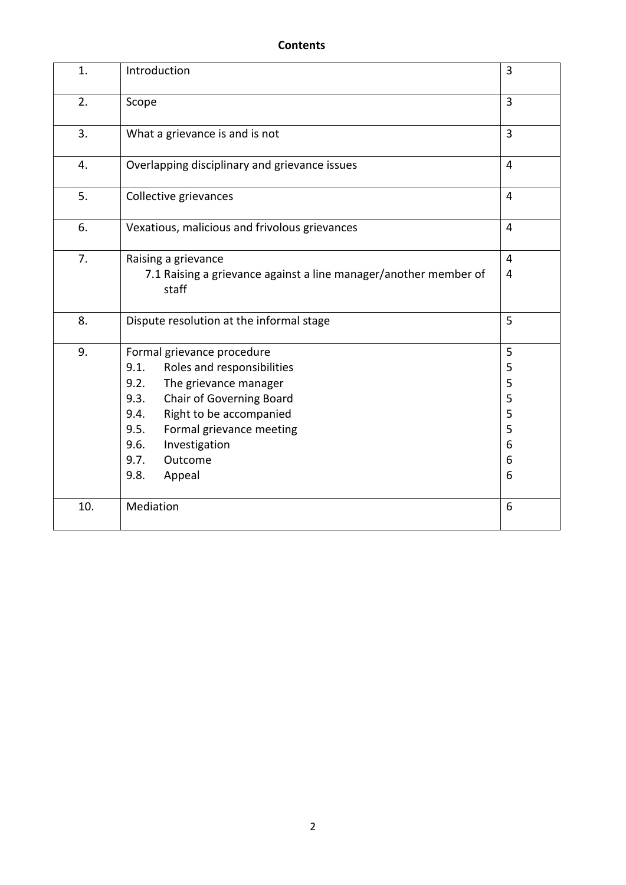**Contents**

| | | |
|---|---|---|
| 1. | Introduction | 3 |
| 2. | Scope | 3 |
| 3. | What a grievance is and is not | 3 |
| 4. | Overlapping disciplinary and grievance issues | 4 |
| 5. | Collective grievances | 4 |
| 6. | Vexatious, malicious and frivolous grievances | 4 |
| 7. | Raising a grievance<br>7.1 Raising a grievance against a line manager/another member of staff | 4<br>4 |
| 8. | Dispute resolution at the informal stage | 5 |
| 9. | Formal grievance procedure<br>9.1. Roles and responsibilities<br>9.2. The grievance manager<br>9.3. Chair of Governing Board<br>9.4. Right to be accompanied<br>9.5. Formal grievance meeting<br>9.6. Investigation<br>9.7. Outcome<br>9.8. Appeal | 5<br>5<br>5<br>5<br>5<br>5<br>6<br>6<br>6 |
| 10. | Mediation | 6 |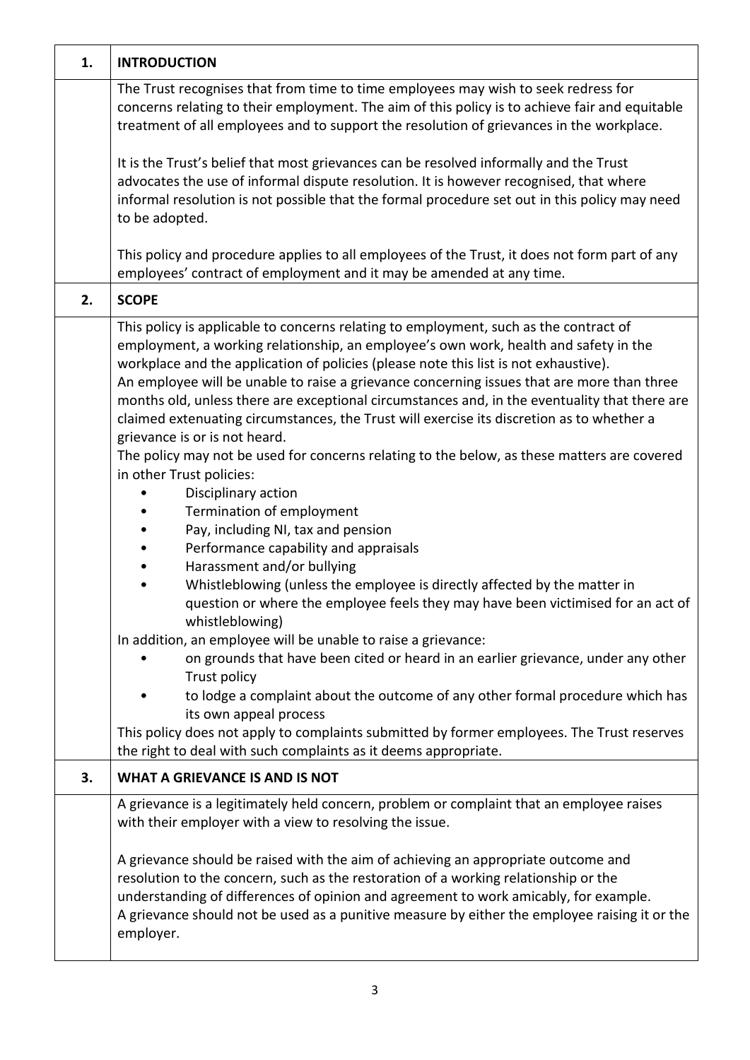## 1. INTRODUCTION

The Trust recognises that from time to time employees may wish to seek redress for concerns relating to their employment. The aim of this policy is to achieve fair and equitable treatment of all employees and to support the resolution of grievances in the workplace.

It is the Trust's belief that most grievances can be resolved informally and the Trust advocates the use of informal dispute resolution. It is however recognised, that where informal resolution is not possible that the formal procedure set out in this policy may need to be adopted.

This policy and procedure applies to all employees of the Trust, it does not form part of any employees' contract of employment and it may be amended at any time.

## 2. SCOPE

This policy is applicable to concerns relating to employment, such as the contract of employment, a working relationship, an employee's own work, health and safety in the workplace and the application of policies (please note this list is not exhaustive).

An employee will be unable to raise a grievance concerning issues that are more than three months old, unless there are exceptional circumstances and, in the eventuality that there are claimed extenuating circumstances, the Trust will exercise its discretion as to whether a grievance is or is not heard.

The policy may not be used for concerns relating to the below, as these matters are covered in other Trust policies:

- Disciplinary action
- Termination of employment
- Pay, including NI, tax and pension
- Performance capability and appraisals
- Harassment and/or bullying
- Whistleblowing (unless the employee is directly affected by the matter in question or where the employee feels they may have been victimised for an act of whistleblowing)

In addition, an employee will be unable to raise a grievance:

- on grounds that have been cited or heard in an earlier grievance, under any other Trust policy
- to lodge a complaint about the outcome of any other formal procedure which has its own appeal process

This policy does not apply to complaints submitted by former employees. The Trust reserves the right to deal with such complaints as it deems appropriate.

## 3. WHAT A GRIEVANCE IS AND IS NOT

A grievance is a legitimately held concern, problem or complaint that an employee raises with their employer with a view to resolving the issue.

A grievance should be raised with the aim of achieving an appropriate outcome and resolution to the concern, such as the restoration of a working relationship or the understanding of differences of opinion and agreement to work amicably, for example.

A grievance should not be used as a punitive measure by either the employee raising it or the employer.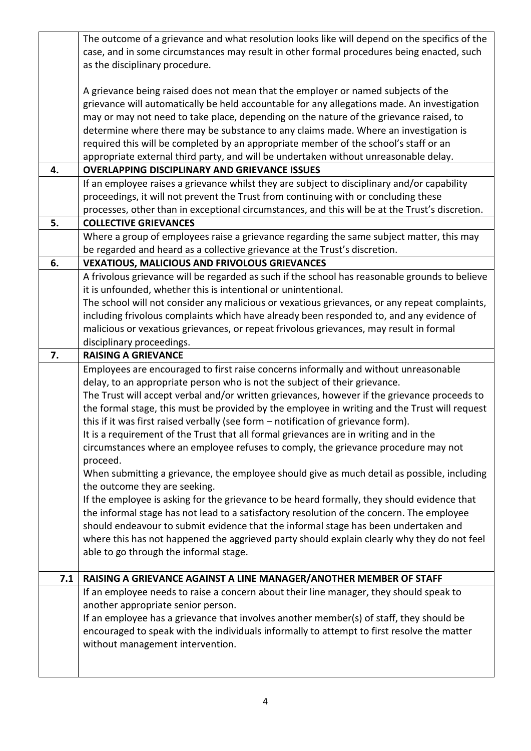The outcome of a grievance and what resolution looks like will depend on the specifics of the case, and in some circumstances may result in other formal procedures being enacted, such as the disciplinary procedure.

A grievance being raised does not mean that the employer or named subjects of the grievance will automatically be held accountable for any allegations made. An investigation may or may not need to take place, depending on the nature of the grievance raised, to determine where there may be substance to any claims made. Where an investigation is required this will be completed by an appropriate member of the school's staff or an appropriate external third party, and will be undertaken without unreasonable delay.

## 4. OVERLAPPING DISCIPLINARY AND GRIEVANCE ISSUES

If an employee raises a grievance whilst they are subject to disciplinary and/or capability proceedings, it will not prevent the Trust from continuing with or concluding these processes, other than in exceptional circumstances, and this will be at the Trust's discretion.

## 5. COLLECTIVE GRIEVANCES

Where a group of employees raise a grievance regarding the same subject matter, this may be regarded and heard as a collective grievance at the Trust's discretion.

## 6. VEXATIOUS, MALICIOUS AND FRIVOLOUS GRIEVANCES

A frivolous grievance will be regarded as such if the school has reasonable grounds to believe it is unfounded, whether this is intentional or unintentional.
The school will not consider any malicious or vexatious grievances, or any repeat complaints, including frivolous complaints which have already been responded to, and any evidence of malicious or vexatious grievances, or repeat frivolous grievances, may result in formal disciplinary proceedings.

## 7. RAISING A GRIEVANCE

Employees are encouraged to first raise concerns informally and without unreasonable delay, to an appropriate person who is not the subject of their grievance.
The Trust will accept verbal and/or written grievances, however if the grievance proceeds to the formal stage, this must be provided by the employee in writing and the Trust will request this if it was first raised verbally (see form – notification of grievance form).
It is a requirement of the Trust that all formal grievances are in writing and in the circumstances where an employee refuses to comply, the grievance procedure may not proceed.
When submitting a grievance, the employee should give as much detail as possible, including the outcome they are seeking.
If the employee is asking for the grievance to be heard formally, they should evidence that the informal stage has not lead to a satisfactory resolution of the concern. The employee should endeavour to submit evidence that the informal stage has been undertaken and where this has not happened the aggrieved party should explain clearly why they do not feel able to go through the informal stage.

### 7.1 RAISING A GRIEVANCE AGAINST A LINE MANAGER/ANOTHER MEMBER OF STAFF

If an employee needs to raise a concern about their line manager, they should speak to another appropriate senior person.
If an employee has a grievance that involves another member(s) of staff, they should be encouraged to speak with the individuals informally to attempt to first resolve the matter without management intervention.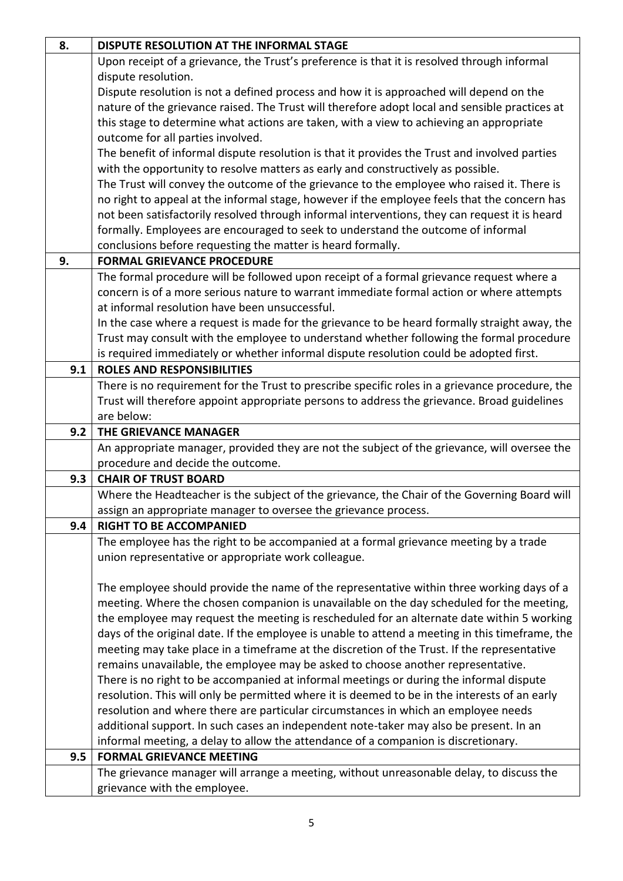## 8. DISPUTE RESOLUTION AT THE INFORMAL STAGE

Upon receipt of a grievance, the Trust's preference is that it is resolved through informal dispute resolution.

Dispute resolution is not a defined process and how it is approached will depend on the nature of the grievance raised. The Trust will therefore adopt local and sensible practices at this stage to determine what actions are taken, with a view to achieving an appropriate outcome for all parties involved.

The benefit of informal dispute resolution is that it provides the Trust and involved parties with the opportunity to resolve matters as early and constructively as possible.

The Trust will convey the outcome of the grievance to the employee who raised it. There is no right to appeal at the informal stage, however if the employee feels that the concern has not been satisfactorily resolved through informal interventions, they can request it is heard formally. Employees are encouraged to seek to understand the outcome of informal conclusions before requesting the matter is heard formally.

## 9. FORMAL GRIEVANCE PROCEDURE

The formal procedure will be followed upon receipt of a formal grievance request where a concern is of a more serious nature to warrant immediate formal action or where attempts at informal resolution have been unsuccessful.

In the case where a request is made for the grievance to be heard formally straight away, the Trust may consult with the employee to understand whether following the formal procedure is required immediately or whether informal dispute resolution could be adopted first.

### 9.1 ROLES AND RESPONSIBILITIES

There is no requirement for the Trust to prescribe specific roles in a grievance procedure, the Trust will therefore appoint appropriate persons to address the grievance. Broad guidelines are below:

### 9.2 THE GRIEVANCE MANAGER

An appropriate manager, provided they are not the subject of the grievance, will oversee the procedure and decide the outcome.

### 9.3 CHAIR OF TRUST BOARD

Where the Headteacher is the subject of the grievance, the Chair of the Governing Board will assign an appropriate manager to oversee the grievance process.

### 9.4 RIGHT TO BE ACCOMPANIED

The employee has the right to be accompanied at a formal grievance meeting by a trade union representative or appropriate work colleague.

The employee should provide the name of the representative within three working days of a meeting. Where the chosen companion is unavailable on the day scheduled for the meeting, the employee may request the meeting is rescheduled for an alternate date within 5 working days of the original date. If the employee is unable to attend a meeting in this timeframe, the meeting may take place in a timeframe at the discretion of the Trust. If the representative remains unavailable, the employee may be asked to choose another representative.

There is no right to be accompanied at informal meetings or during the informal dispute resolution. This will only be permitted where it is deemed to be in the interests of an early resolution and where there are particular circumstances in which an employee needs additional support. In such cases an independent note-taker may also be present. In an informal meeting, a delay to allow the attendance of a companion is discretionary.

### 9.5 FORMAL GRIEVANCE MEETING

The grievance manager will arrange a meeting, without unreasonable delay, to discuss the grievance with the employee.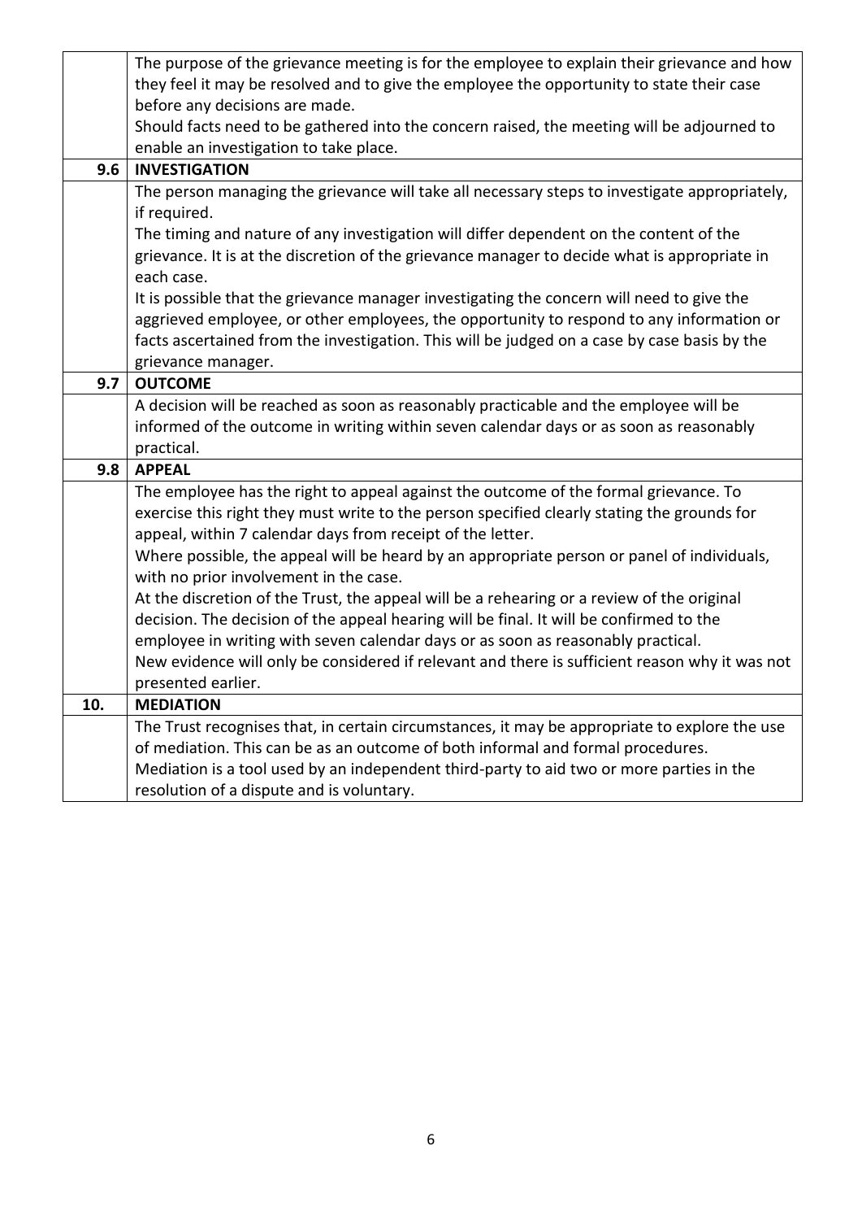| | |
|---|---|
| | The purpose of the grievance meeting is for the employee to explain their grievance and how they feel it may be resolved and to give the employee the opportunity to state their case before any decisions are made.<br>Should facts need to be gathered into the concern raised, the meeting will be adjourned to enable an investigation to take place. |
| **9.6** | **INVESTIGATION** |
| | The person managing the grievance will take all necessary steps to investigate appropriately, if required.<br>The timing and nature of any investigation will differ dependent on the content of the grievance. It is at the discretion of the grievance manager to decide what is appropriate in each case.<br>It is possible that the grievance manager investigating the concern will need to give the aggrieved employee, or other employees, the opportunity to respond to any information or facts ascertained from the investigation. This will be judged on a case by case basis by the grievance manager. |
| **9.7** | **OUTCOME** |
| | A decision will be reached as soon as reasonably practicable and the employee will be informed of the outcome in writing within seven calendar days or as soon as reasonably practical. |
| **9.8** | **APPEAL** |
| | The employee has the right to appeal against the outcome of the formal grievance. To exercise this right they must write to the person specified clearly stating the grounds for appeal, within 7 calendar days from receipt of the letter.<br>Where possible, the appeal will be heard by an appropriate person or panel of individuals, with no prior involvement in the case.<br>At the discretion of the Trust, the appeal will be a rehearing or a review of the original decision. The decision of the appeal hearing will be final. It will be confirmed to the employee in writing with seven calendar days or as soon as reasonably practical.<br>New evidence will only be considered if relevant and there is sufficient reason why it was not presented earlier. |
| **10.** | **MEDIATION** |
| | The Trust recognises that, in certain circumstances, it may be appropriate to explore the use of mediation. This can be as an outcome of both informal and formal procedures.<br>Mediation is a tool used by an independent third-party to aid two or more parties in the resolution of a dispute and is voluntary. |